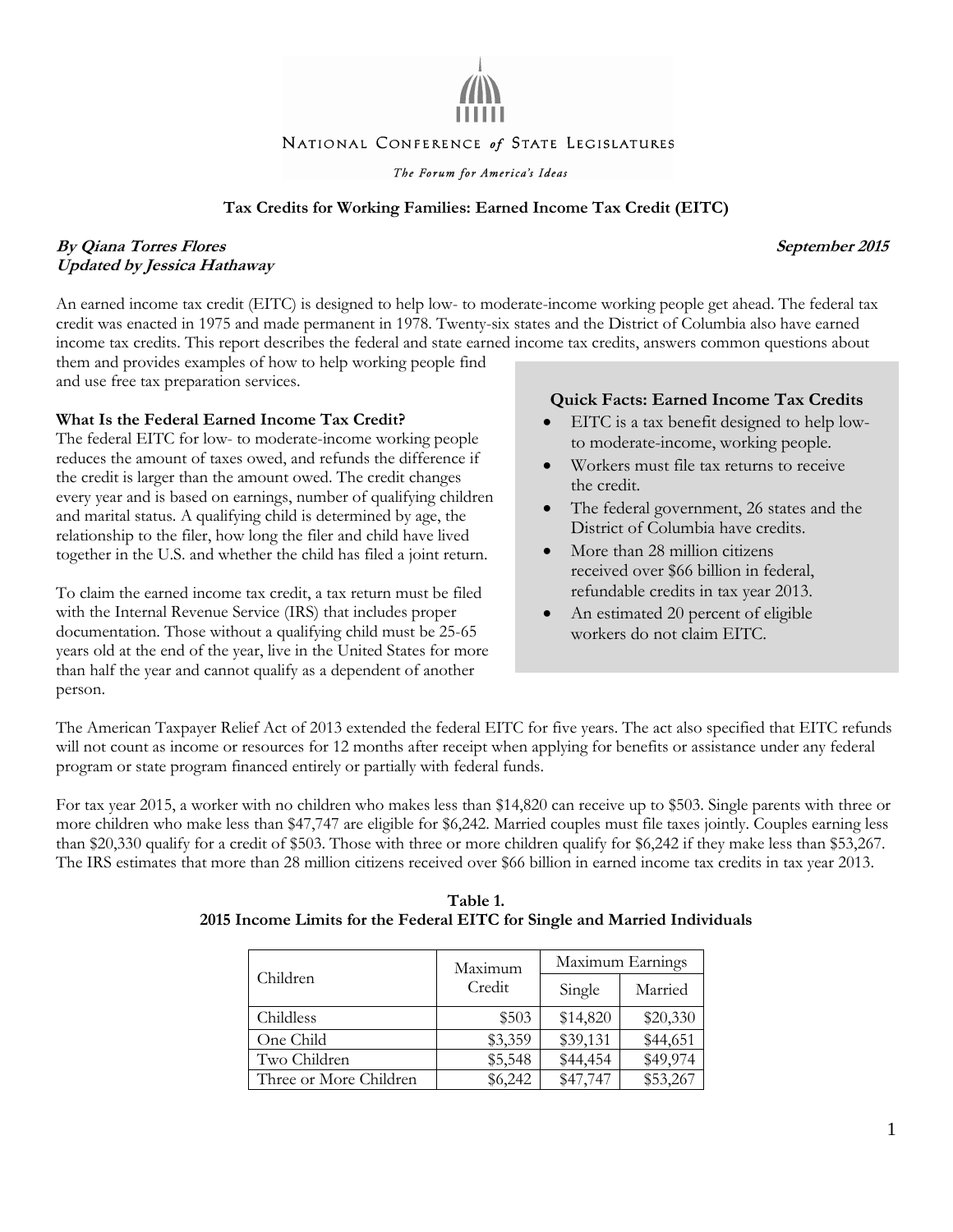NATIONAL CONFERENCE *of* STATE LEGISLATURES

*The Forum for America's Ideas*

# Tax Credits for Working Families: Earned Income Tax Credit (EITC)

***By Qiana Torres Flores*** ***September 2015***
***Updated by Jessica Hathaway***

An earned income tax credit (EITC) is designed to help low- to moderate-income working people get ahead. The federal tax credit was enacted in 1975 and made permanent in 1978. Twenty-six states and the District of Columbia also have earned income tax credits. This report describes the federal and state earned income tax credits, answers common questions about them and provides examples of how to help working people find and use free tax preparation services.

### Quick Facts: Earned Income Tax Credits

- EITC is a tax benefit designed to help low- to moderate-income, working people.
- Workers must file tax returns to receive the credit.
- The federal government, 26 states and the District of Columbia have credits.
- More than 28 million citizens received over $66 billion in federal, refundable credits in tax year 2013.
- An estimated 20 percent of eligible workers do not claim EITC.

## What Is the Federal Earned Income Tax Credit?

The federal EITC for low- to moderate-income working people reduces the amount of taxes owed, and refunds the difference if the credit is larger than the amount owed. The credit changes every year and is based on earnings, number of qualifying children and marital status. A qualifying child is determined by age, the relationship to the filer, how long the filer and child have lived together in the U.S. and whether the child has filed a joint return.

To claim the earned income tax credit, a tax return must be filed with the Internal Revenue Service (IRS) that includes proper documentation. Those without a qualifying child must be 25-65 years old at the end of the year, live in the United States for more than half the year and cannot qualify as a dependent of another person.

The American Taxpayer Relief Act of 2013 extended the federal EITC for five years. The act also specified that EITC refunds will not count as income or resources for 12 months after receipt when applying for benefits or assistance under any federal program or state program financed entirely or partially with federal funds.

For tax year 2015, a worker with no children who makes less than $14,820 can receive up to $503. Single parents with three or more children who make less than $47,747 are eligible for $6,242. Married couples must file taxes jointly. Couples earning less than $20,330 qualify for a credit of $503. Those with three or more children qualify for $6,242 if they make less than $53,267. The IRS estimates that more than 28 million citizens received over $66 billion in earned income tax credits in tax year 2013.

**Table 1.**
**2015 Income Limits for the Federal EITC for Single and Married Individuals**

| Children | Maximum Credit | Maximum Earnings | |
|---|---|---|---|
| | | Single | Married |
| Childless | $503 | $14,820 | $20,330 |
| One Child | $3,359 | $39,131 | $44,651 |
| Two Children | $5,548 | $44,454 | $49,974 |
| Three or More Children | $6,242 | $47,747 | $53,267 |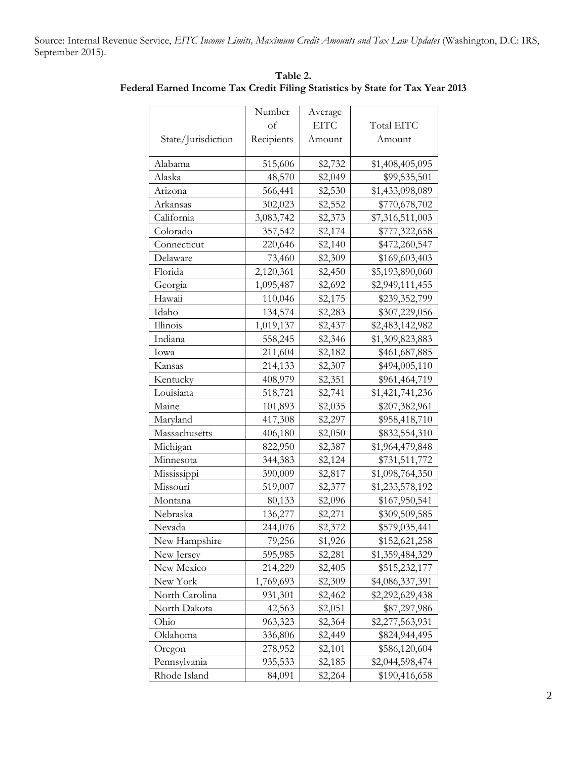Source: Internal Revenue Service, *EITC Income Limits, Maximum Credit Amounts and Tax Law Updates* (Washington, D.C: IRS, September 2015).

**Table 2.**
**Federal Earned Income Tax Credit Filing Statistics by State for Tax Year 2013**

| State/Jurisdiction | Number of Recipients | Average EITC Amount | Total EITC Amount |
|---|---|---|---|
| Alabama | 515,606 | $2,732 | $1,408,405,095 |
| Alaska | 48,570 | $2,049 | $99,535,501 |
| Arizona | 566,441 | $2,530 | $1,433,098,089 |
| Arkansas | 302,023 | $2,552 | $770,678,702 |
| California | 3,083,742 | $2,373 | $7,316,511,003 |
| Colorado | 357,542 | $2,174 | $777,322,658 |
| Connecticut | 220,646 | $2,140 | $472,260,547 |
| Delaware | 73,460 | $2,309 | $169,603,403 |
| Florida | 2,120,361 | $2,450 | $5,193,890,060 |
| Georgia | 1,095,487 | $2,692 | $2,949,111,455 |
| Hawaii | 110,046 | $2,175 | $239,352,799 |
| Idaho | 134,574 | $2,283 | $307,229,056 |
| Illinois | 1,019,137 | $2,437 | $2,483,142,982 |
| Indiana | 558,245 | $2,346 | $1,309,823,883 |
| Iowa | 211,604 | $2,182 | $461,687,885 |
| Kansas | 214,133 | $2,307 | $494,005,110 |
| Kentucky | 408,979 | $2,351 | $961,464,719 |
| Louisiana | 518,721 | $2,741 | $1,421,741,236 |
| Maine | 101,893 | $2,035 | $207,382,961 |
| Maryland | 417,308 | $2,297 | $958,418,710 |
| Massachusetts | 406,180 | $2,050 | $832,554,310 |
| Michigan | 822,950 | $2,387 | $1,964,479,848 |
| Minnesota | 344,383 | $2,124 | $731,511,772 |
| Mississippi | 390,009 | $2,817 | $1,098,764,350 |
| Missouri | 519,007 | $2,377 | $1,233,578,192 |
| Montana | 80,133 | $2,096 | $167,950,541 |
| Nebraska | 136,277 | $2,271 | $309,509,585 |
| Nevada | 244,076 | $2,372 | $579,035,441 |
| New Hampshire | 79,256 | $1,926 | $152,621,258 |
| New Jersey | 595,985 | $2,281 | $1,359,484,329 |
| New Mexico | 214,229 | $2,405 | $515,232,177 |
| New York | 1,769,693 | $2,309 | $4,086,337,391 |
| North Carolina | 931,301 | $2,462 | $2,292,629,438 |
| North Dakota | 42,563 | $2,051 | $87,297,986 |
| Ohio | 963,323 | $2,364 | $2,277,563,931 |
| Oklahoma | 336,806 | $2,449 | $824,944,495 |
| Oregon | 278,952 | $2,101 | $586,120,604 |
| Pennsylvania | 935,533 | $2,185 | $2,044,598,474 |
| Rhode Island | 84,091 | $2,264 | $190,416,658 |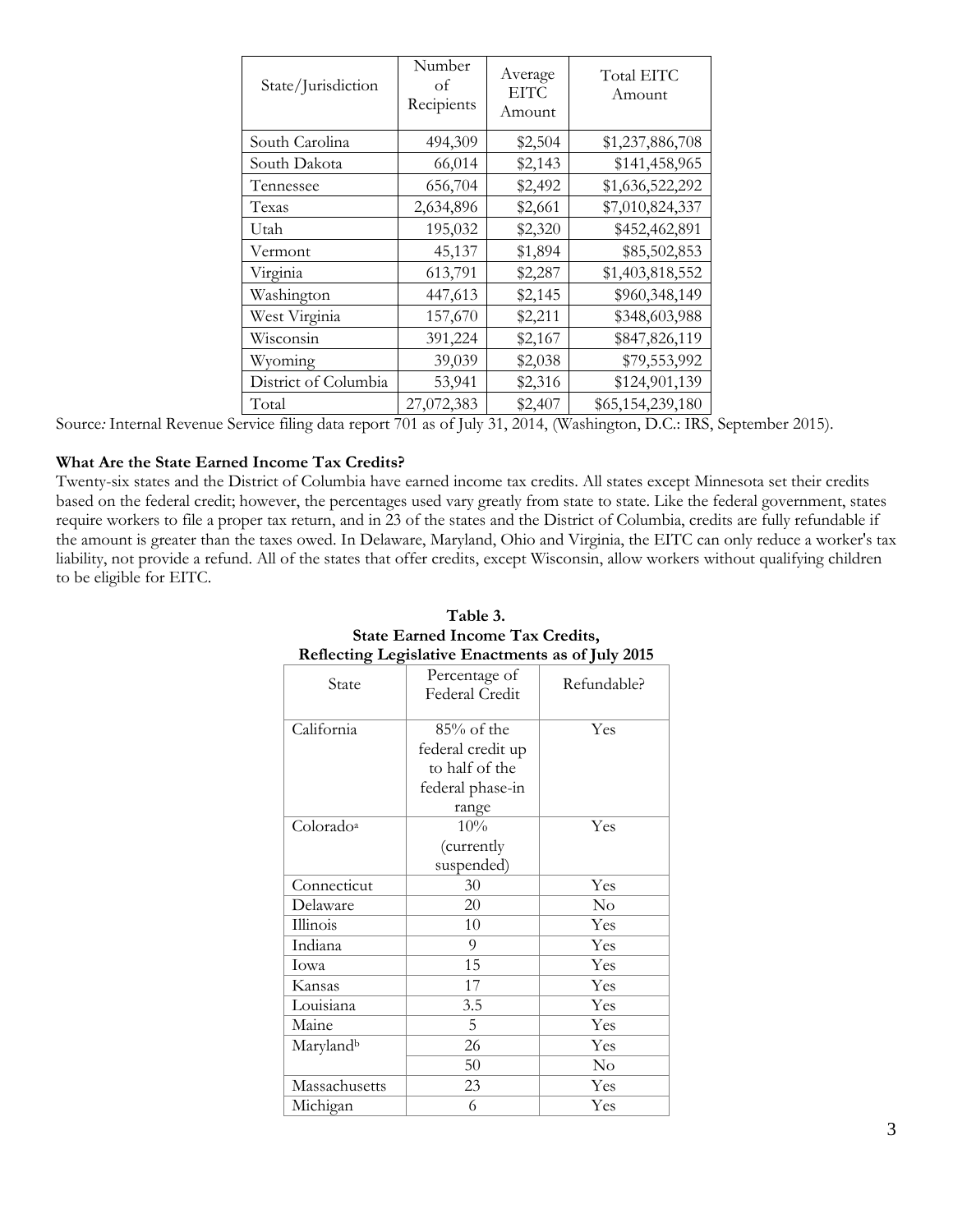| State/Jurisdiction | Number of Recipients | Average EITC Amount | Total EITC Amount |
|---|---|---|---|
| South Carolina | 494,309 | $2,504 | $1,237,886,708 |
| South Dakota | 66,014 | $2,143 | $141,458,965 |
| Tennessee | 656,704 | $2,492 | $1,636,522,292 |
| Texas | 2,634,896 | $2,661 | $7,010,824,337 |
| Utah | 195,032 | $2,320 | $452,462,891 |
| Vermont | 45,137 | $1,894 | $85,502,853 |
| Virginia | 613,791 | $2,287 | $1,403,818,552 |
| Washington | 447,613 | $2,145 | $960,348,149 |
| West Virginia | 157,670 | $2,211 | $348,603,988 |
| Wisconsin | 391,224 | $2,167 | $847,826,119 |
| Wyoming | 39,039 | $2,038 | $79,553,992 |
| District of Columbia | 53,941 | $2,316 | $124,901,139 |
| Total | 27,072,383 | $2,407 | $65,154,239,180 |

Source*:* Internal Revenue Service filing data report 701 as of July 31, 2014, (Washington, D.C.: IRS, September 2015).

**What Are the State Earned Income Tax Credits?**

Twenty-six states and the District of Columbia have earned income tax credits. All states except Minnesota set their credits based on the federal credit; however, the percentages used vary greatly from state to state. Like the federal government, states require workers to file a proper tax return, and in 23 of the states and the District of Columbia, credits are fully refundable if the amount is greater than the taxes owed. In Delaware, Maryland, Ohio and Virginia, the EITC can only reduce a worker's tax liability, not provide a refund. All of the states that offer credits, except Wisconsin, allow workers without qualifying children to be eligible for EITC.

**Table 3.**
**State Earned Income Tax Credits,**
**Reflecting Legislative Enactments as of July 2015**

| State | Percentage of Federal Credit | Refundable? |
|---|---|---|
| California | 85% of the federal credit up to half of the federal phase-in range | Yes |
| Colorado[a] | 10% (currently suspended) | Yes |
| Connecticut | 30 | Yes |
| Delaware | 20 | No |
| Illinois | 10 | Yes |
| Indiana | 9 | Yes |
| Iowa | 15 | Yes |
| Kansas | 17 | Yes |
| Louisiana | 3.5 | Yes |
| Maine | 5 | Yes |
| Maryland[b] | 26 | Yes |
| | 50 | No |
| Massachusetts | 23 | Yes |
| Michigan | 6 | Yes |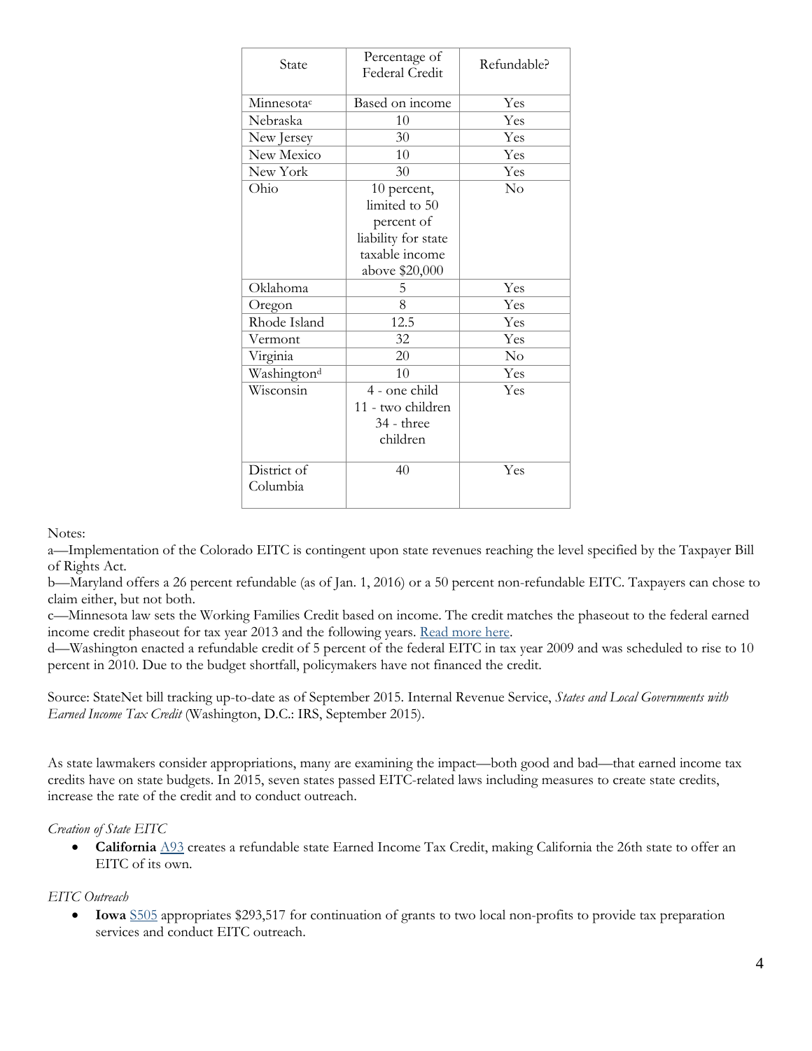| State | Percentage of Federal Credit | Refundable? |
|---|---|---|
| Minnesota[c] | Based on income | Yes |
| Nebraska | 10 | Yes |
| New Jersey | 30 | Yes |
| New Mexico | 10 | Yes |
| New York | 30 | Yes |
| Ohio | 10 percent, limited to 50 percent of liability for state taxable income above $20,000 | No |
| Oklahoma | 5 | Yes |
| Oregon | 8 | Yes |
| Rhode Island | 12.5 | Yes |
| Vermont | 32 | Yes |
| Virginia | 20 | No |
| Washington[d] | 10 | Yes |
| Wisconsin | 4 - one child 11 - two children 34 - three children | Yes |
| District of Columbia | 40 | Yes |

Notes:
a—Implementation of the Colorado EITC is contingent upon state revenues reaching the level specified by the Taxpayer Bill of Rights Act.
b—Maryland offers a 26 percent refundable (as of Jan. 1, 2016) or a 50 percent non-refundable EITC. Taxpayers can chose to claim either, but not both.
c—Minnesota law sets the Working Families Credit based on income. The credit matches the phaseout to the federal earned income credit phaseout for tax year 2013 and the following years. Read more here.
d—Washington enacted a refundable credit of 5 percent of the federal EITC in tax year 2009 and was scheduled to rise to 10 percent in 2010. Due to the budget shortfall, policymakers have not financed the credit.

Source: StateNet bill tracking up-to-date as of September 2015. Internal Revenue Service, *States and Local Governments with Earned Income Tax Credit* (Washington, D.C.: IRS, September 2015).

As state lawmakers consider appropriations, many are examining the impact—both good and bad—that earned income tax credits have on state budgets. In 2015, seven states passed EITC-related laws including measures to create state credits, increase the rate of the credit and to conduct outreach.

*Creation of State EITC*

- **California** A93 creates a refundable state Earned Income Tax Credit, making California the 26th state to offer an EITC of its own.

*EITC Outreach*

- **Iowa** S505 appropriates $293,517 for continuation of grants to two local non-profits to provide tax preparation services and conduct EITC outreach.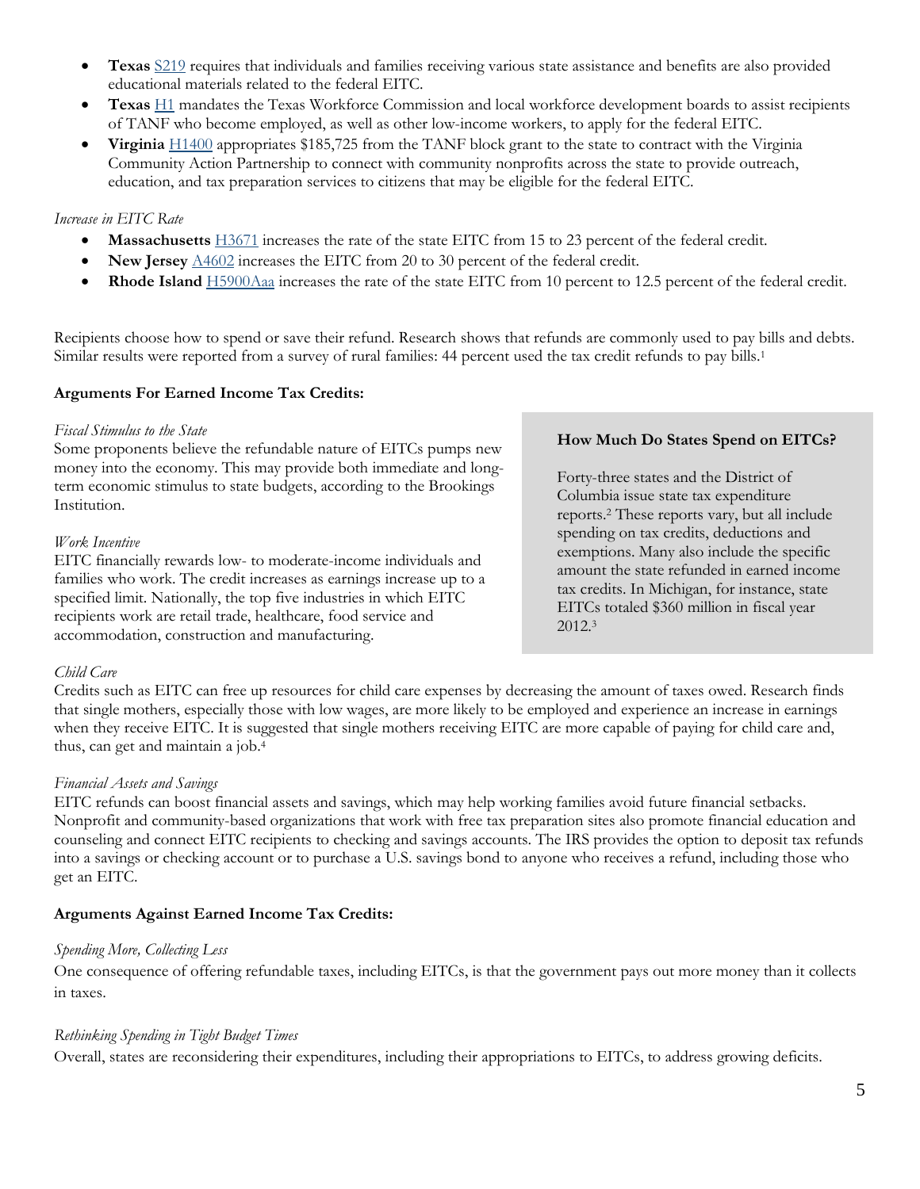- **Texas** S219 requires that individuals and families receiving various state assistance and benefits are also provided educational materials related to the federal EITC.
- **Texas** H1 mandates the Texas Workforce Commission and local workforce development boards to assist recipients of TANF who become employed, as well as other low-income workers, to apply for the federal EITC.
- **Virginia** H1400 appropriates $185,725 from the TANF block grant to the state to contract with the Virginia Community Action Partnership to connect with community nonprofits across the state to provide outreach, education, and tax preparation services to citizens that may be eligible for the federal EITC.

*Increase in EITC Rate*

- **Massachusetts** H3671 increases the rate of the state EITC from 15 to 23 percent of the federal credit.
- **New Jersey** A4602 increases the EITC from 20 to 30 percent of the federal credit.
- **Rhode Island** H5900Aaa increases the rate of the state EITC from 10 percent to 12.5 percent of the federal credit.

Recipients choose how to spend or save their refund. Research shows that refunds are commonly used to pay bills and debts. Similar results were reported from a survey of rural families: 44 percent used the tax credit refunds to pay bills.[1]

**Arguments For Earned Income Tax Credits:**

*Fiscal Stimulus to the State*

Some proponents believe the refundable nature of EITCs pumps new money into the economy. This may provide both immediate and long-term economic stimulus to state budgets, according to the Brookings Institution.

*Work Incentive*

EITC financially rewards low- to moderate-income individuals and families who work. The credit increases as earnings increase up to a specified limit. Nationally, the top five industries in which EITC recipients work are retail trade, healthcare, food service and accommodation, construction and manufacturing.

**How Much Do States Spend on EITCs?**

Forty-three states and the District of Columbia issue state tax expenditure reports.[2] These reports vary, but all include spending on tax credits, deductions and exemptions. Many also include the specific amount the state refunded in earned income tax credits. In Michigan, for instance, state EITCs totaled $360 million in fiscal year 2012.[3]

*Child Care*

Credits such as EITC can free up resources for child care expenses by decreasing the amount of taxes owed. Research finds that single mothers, especially those with low wages, are more likely to be employed and experience an increase in earnings when they receive EITC. It is suggested that single mothers receiving EITC are more capable of paying for child care and, thus, can get and maintain a job.[4]

*Financial Assets and Savings*

EITC refunds can boost financial assets and savings, which may help working families avoid future financial setbacks. Nonprofit and community-based organizations that work with free tax preparation sites also promote financial education and counseling and connect EITC recipients to checking and savings accounts. The IRS provides the option to deposit tax refunds into a savings or checking account or to purchase a U.S. savings bond to anyone who receives a refund, including those who get an EITC.

**Arguments Against Earned Income Tax Credits:**

*Spending More, Collecting Less*

One consequence of offering refundable taxes, including EITCs, is that the government pays out more money than it collects in taxes.

*Rethinking Spending in Tight Budget Times*

Overall, states are reconsidering their expenditures, including their appropriations to EITCs, to address growing deficits.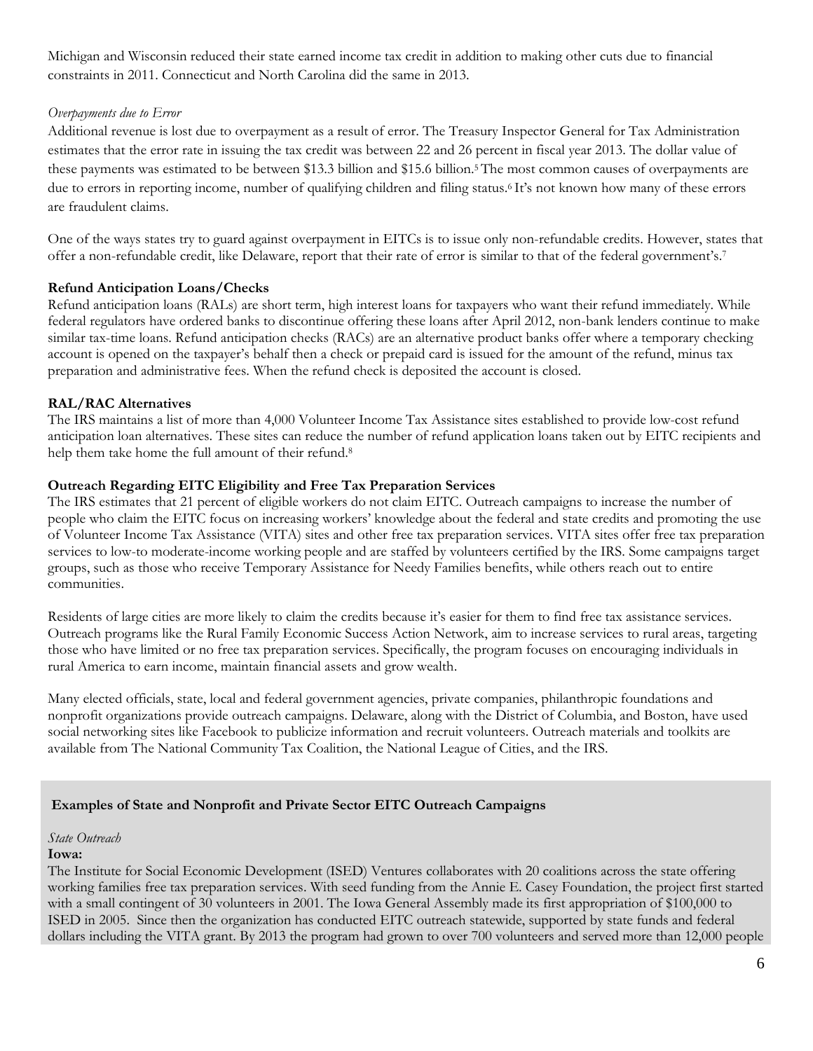Michigan and Wisconsin reduced their state earned income tax credit in addition to making other cuts due to financial constraints in 2011. Connecticut and North Carolina did the same in 2013.

*Overpayments due to Error*

Additional revenue is lost due to overpayment as a result of error. The Treasury Inspector General for Tax Administration estimates that the error rate in issuing the tax credit was between 22 and 26 percent in fiscal year 2013. The dollar value of these payments was estimated to be between \$13.3 billion and \$15.6 billion.[5] The most common causes of overpayments are due to errors in reporting income, number of qualifying children and filing status.[6] It's not known how many of these errors are fraudulent claims.

One of the ways states try to guard against overpayment in EITCs is to issue only non-refundable credits. However, states that offer a non-refundable credit, like Delaware, report that their rate of error is similar to that of the federal government's.[7]

**Refund Anticipation Loans/Checks**

Refund anticipation loans (RALs) are short term, high interest loans for taxpayers who want their refund immediately. While federal regulators have ordered banks to discontinue offering these loans after April 2012, non-bank lenders continue to make similar tax-time loans. Refund anticipation checks (RACs) are an alternative product banks offer where a temporary checking account is opened on the taxpayer's behalf then a check or prepaid card is issued for the amount of the refund, minus tax preparation and administrative fees. When the refund check is deposited the account is closed.

**RAL/RAC Alternatives**

The IRS maintains a list of more than 4,000 Volunteer Income Tax Assistance sites established to provide low-cost refund anticipation loan alternatives. These sites can reduce the number of refund application loans taken out by EITC recipients and help them take home the full amount of their refund.[8]

**Outreach Regarding EITC Eligibility and Free Tax Preparation Services**

The IRS estimates that 21 percent of eligible workers do not claim EITC. Outreach campaigns to increase the number of people who claim the EITC focus on increasing workers' knowledge about the federal and state credits and promoting the use of Volunteer Income Tax Assistance (VITA) sites and other free tax preparation services. VITA sites offer free tax preparation services to low-to moderate-income working people and are staffed by volunteers certified by the IRS. Some campaigns target groups, such as those who receive Temporary Assistance for Needy Families benefits, while others reach out to entire communities.

Residents of large cities are more likely to claim the credits because it's easier for them to find free tax assistance services. Outreach programs like the Rural Family Economic Success Action Network, aim to increase services to rural areas, targeting those who have limited or no free tax preparation services. Specifically, the program focuses on encouraging individuals in rural America to earn income, maintain financial assets and grow wealth.

Many elected officials, state, local and federal government agencies, private companies, philanthropic foundations and nonprofit organizations provide outreach campaigns. Delaware, along with the District of Columbia, and Boston, have used social networking sites like Facebook to publicize information and recruit volunteers. Outreach materials and toolkits are available from The National Community Tax Coalition, the National League of Cities, and the IRS.

**Examples of State and Nonprofit and Private Sector EITC Outreach Campaigns**

*State Outreach*

**Iowa:**

The Institute for Social Economic Development (ISED) Ventures collaborates with 20 coalitions across the state offering working families free tax preparation services. With seed funding from the Annie E. Casey Foundation, the project first started with a small contingent of 30 volunteers in 2001. The Iowa General Assembly made its first appropriation of \$100,000 to ISED in 2005. Since then the organization has conducted EITC outreach statewide, supported by state funds and federal dollars including the VITA grant. By 2013 the program had grown to over 700 volunteers and served more than 12,000 people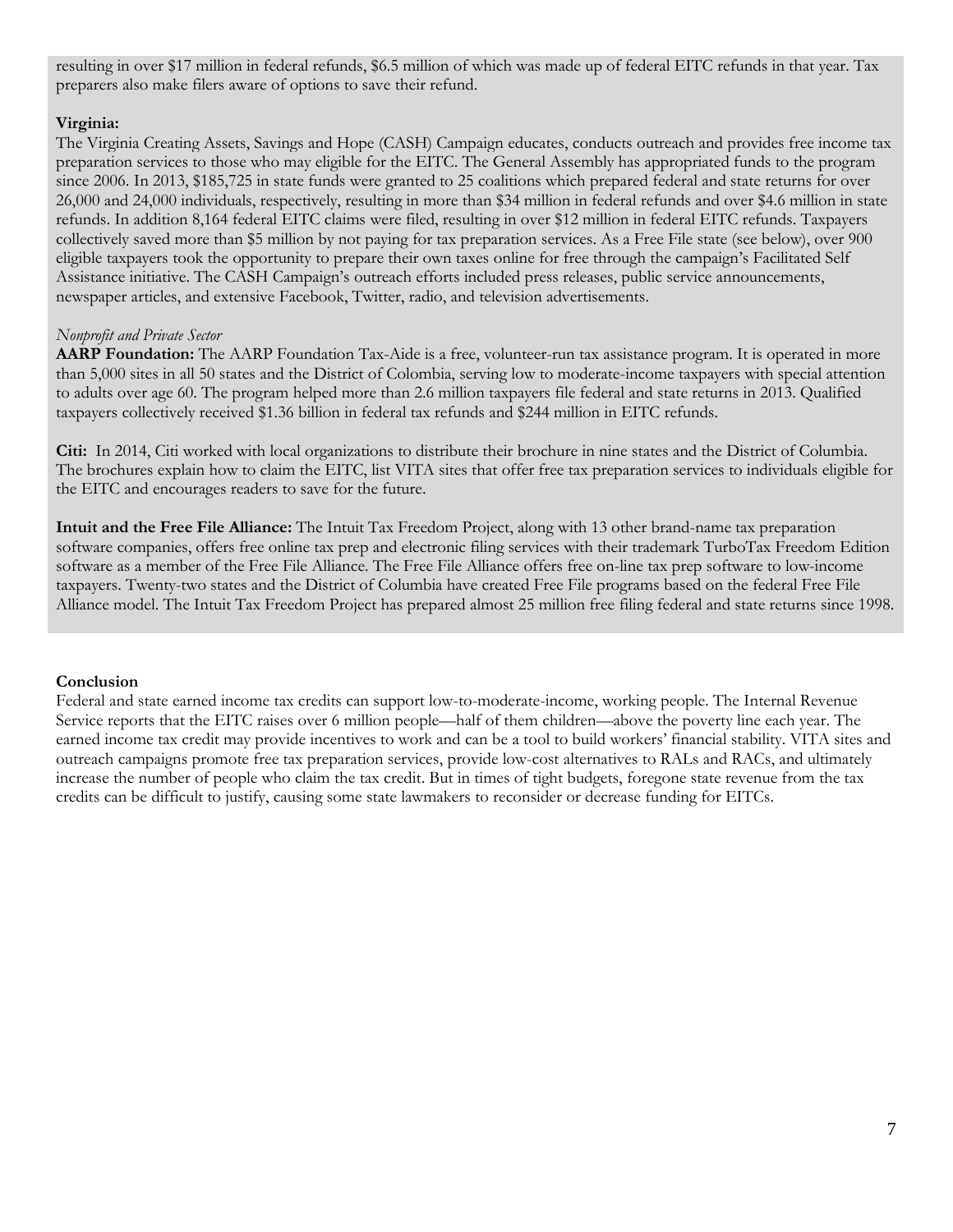resulting in over $17 million in federal refunds, $6.5 million of which was made up of federal EITC refunds in that year. Tax preparers also make filers aware of options to save their refund.

**Virginia:**
The Virginia Creating Assets, Savings and Hope (CASH) Campaign educates, conducts outreach and provides free income tax preparation services to those who may eligible for the EITC. The General Assembly has appropriated funds to the program since 2006. In 2013, $185,725 in state funds were granted to 25 coalitions which prepared federal and state returns for over 26,000 and 24,000 individuals, respectively, resulting in more than $34 million in federal refunds and over $4.6 million in state refunds. In addition 8,164 federal EITC claims were filed, resulting in over $12 million in federal EITC refunds. Taxpayers collectively saved more than $5 million by not paying for tax preparation services. As a Free File state (see below), over 900 eligible taxpayers took the opportunity to prepare their own taxes online for free through the campaign's Facilitated Self Assistance initiative. The CASH Campaign's outreach efforts included press releases, public service announcements, newspaper articles, and extensive Facebook, Twitter, radio, and television advertisements.

*Nonprofit and Private Sector*

**AARP Foundation:** The AARP Foundation Tax-Aide is a free, volunteer-run tax assistance program. It is operated in more than 5,000 sites in all 50 states and the District of Colombia, serving low to moderate-income taxpayers with special attention to adults over age 60. The program helped more than 2.6 million taxpayers file federal and state returns in 2013. Qualified taxpayers collectively received $1.36 billion in federal tax refunds and $244 million in EITC refunds.

**Citi:** In 2014, Citi worked with local organizations to distribute their brochure in nine states and the District of Columbia. The brochures explain how to claim the EITC, list VITA sites that offer free tax preparation services to individuals eligible for the EITC and encourages readers to save for the future.

**Intuit and the Free File Alliance:** The Intuit Tax Freedom Project, along with 13 other brand-name tax preparation software companies, offers free online tax prep and electronic filing services with their trademark TurboTax Freedom Edition software as a member of the Free File Alliance. The Free File Alliance offers free on-line tax prep software to low-income taxpayers. Twenty-two states and the District of Columbia have created Free File programs based on the federal Free File Alliance model. The Intuit Tax Freedom Project has prepared almost 25 million free filing federal and state returns since 1998.

## Conclusion

Federal and state earned income tax credits can support low-to-moderate-income, working people. The Internal Revenue Service reports that the EITC raises over 6 million people—half of them children—above the poverty line each year. The earned income tax credit may provide incentives to work and can be a tool to build workers' financial stability. VITA sites and outreach campaigns promote free tax preparation services, provide low-cost alternatives to RALs and RACs, and ultimately increase the number of people who claim the tax credit. But in times of tight budgets, foregone state revenue from the tax credits can be difficult to justify, causing some state lawmakers to reconsider or decrease funding for EITCs.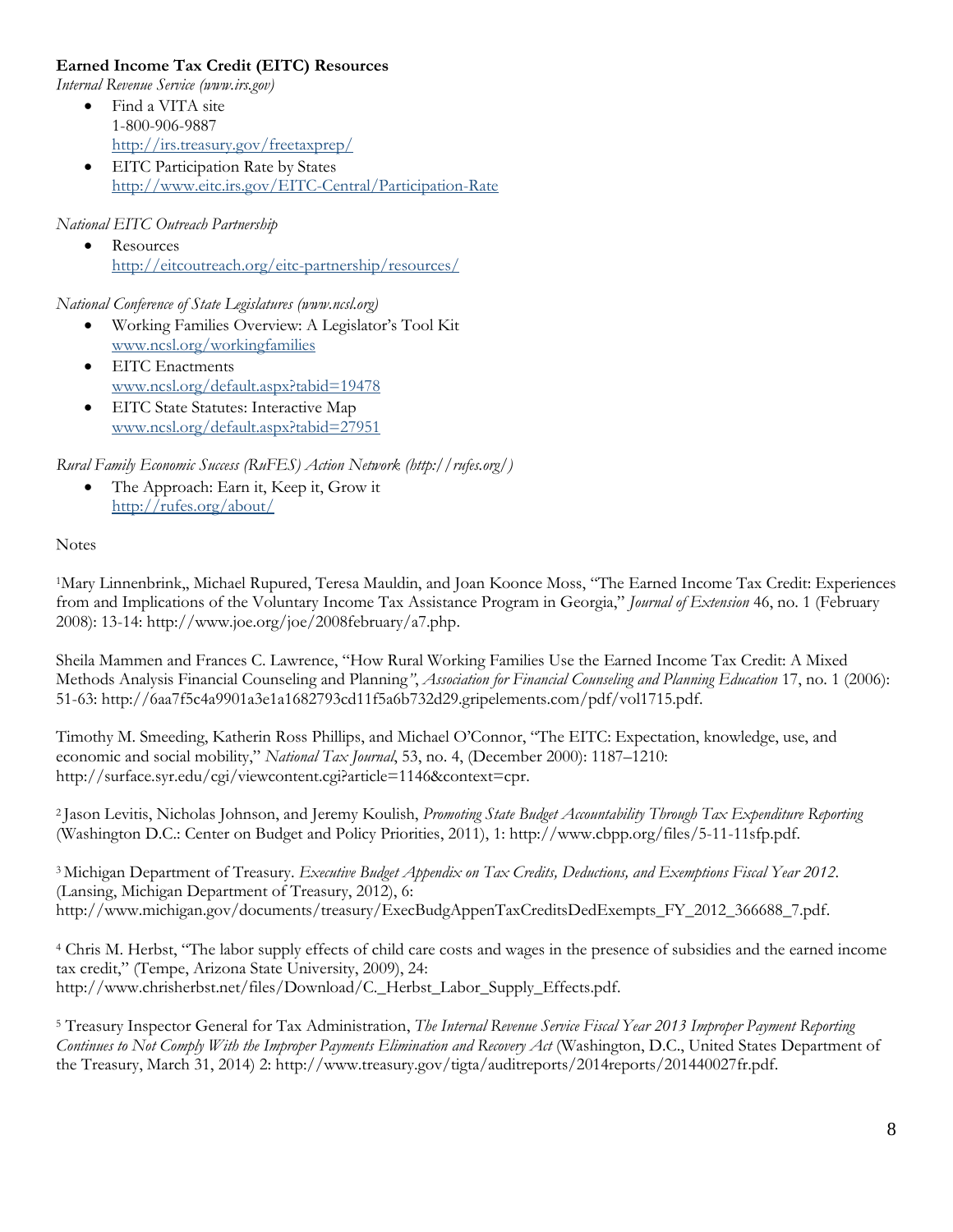**Earned Income Tax Credit (EITC) Resources**

*Internal Revenue Service (www.irs.gov)*

- Find a VITA site
  1-800-906-9887
  http://irs.treasury.gov/freetaxprep/
- EITC Participation Rate by States
  http://www.eitc.irs.gov/EITC-Central/Participation-Rate

*National EITC Outreach Partnership*

- Resources
  http://eitcoutreach.org/eitc-partnership/resources/

*National Conference of State Legislatures (www.ncsl.org)*

- Working Families Overview: A Legislator's Tool Kit
  www.ncsl.org/workingfamilies
- EITC Enactments
  www.ncsl.org/default.aspx?tabid=19478
- EITC State Statutes: Interactive Map
  www.ncsl.org/default.aspx?tabid=27951

*Rural Family Economic Success (RuFES) Action Network (http://rufes.org/)*

- The Approach: Earn it, Keep it, Grow it
  http://rufes.org/about/

Notes

[1]Mary Linnenbrink,, Michael Rupured, Teresa Mauldin, and Joan Koonce Moss, "The Earned Income Tax Credit: Experiences from and Implications of the Voluntary Income Tax Assistance Program in Georgia," *Journal of Extension* 46, no. 1 (February 2008): 13-14: http://www.joe.org/joe/2008february/a7.php.

Sheila Mammen and Frances C. Lawrence, "How Rural Working Families Use the Earned Income Tax Credit: A Mixed Methods Analysis Financial Counseling and Planning", *Association for Financial Counseling and Planning Education* 17, no. 1 (2006): 51-63: http://6aa7f5c4a9901a3e1a1682793cd11f5a6b732d29.gripelements.com/pdf/vol1715.pdf.

Timothy M. Smeeding, Katherin Ross Phillips, and Michael O'Connor, "The EITC: Expectation, knowledge, use, and economic and social mobility," *National Tax Journal*, 53, no. 4, (December 2000): 1187–1210: http://surface.syr.edu/cgi/viewcontent.cgi?article=1146&context=cpr.

[2] Jason Levitis, Nicholas Johnson, and Jeremy Koulish, *Promoting State Budget Accountability Through Tax Expenditure Reporting* (Washington D.C.: Center on Budget and Policy Priorities, 2011), 1: http://www.cbpp.org/files/5-11-11sfp.pdf.

[3] Michigan Department of Treasury. *Executive Budget Appendix on Tax Credits, Deductions, and Exemptions Fiscal Year 2012*. (Lansing, Michigan Department of Treasury, 2012), 6: http://www.michigan.gov/documents/treasury/ExecBudgAppenTaxCreditsDedExempts_FY_2012_366688_7.pdf.

[4] Chris M. Herbst, "The labor supply effects of child care costs and wages in the presence of subsidies and the earned income tax credit," (Tempe, Arizona State University, 2009), 24: http://www.chrisherbst.net/files/Download/C._Herbst_Labor_Supply_Effects.pdf.

[5] Treasury Inspector General for Tax Administration, *The Internal Revenue Service Fiscal Year 2013 Improper Payment Reporting Continues to Not Comply With the Improper Payments Elimination and Recovery Act* (Washington, D.C., United States Department of the Treasury, March 31, 2014) 2: http://www.treasury.gov/tigta/auditreports/2014reports/201440027fr.pdf.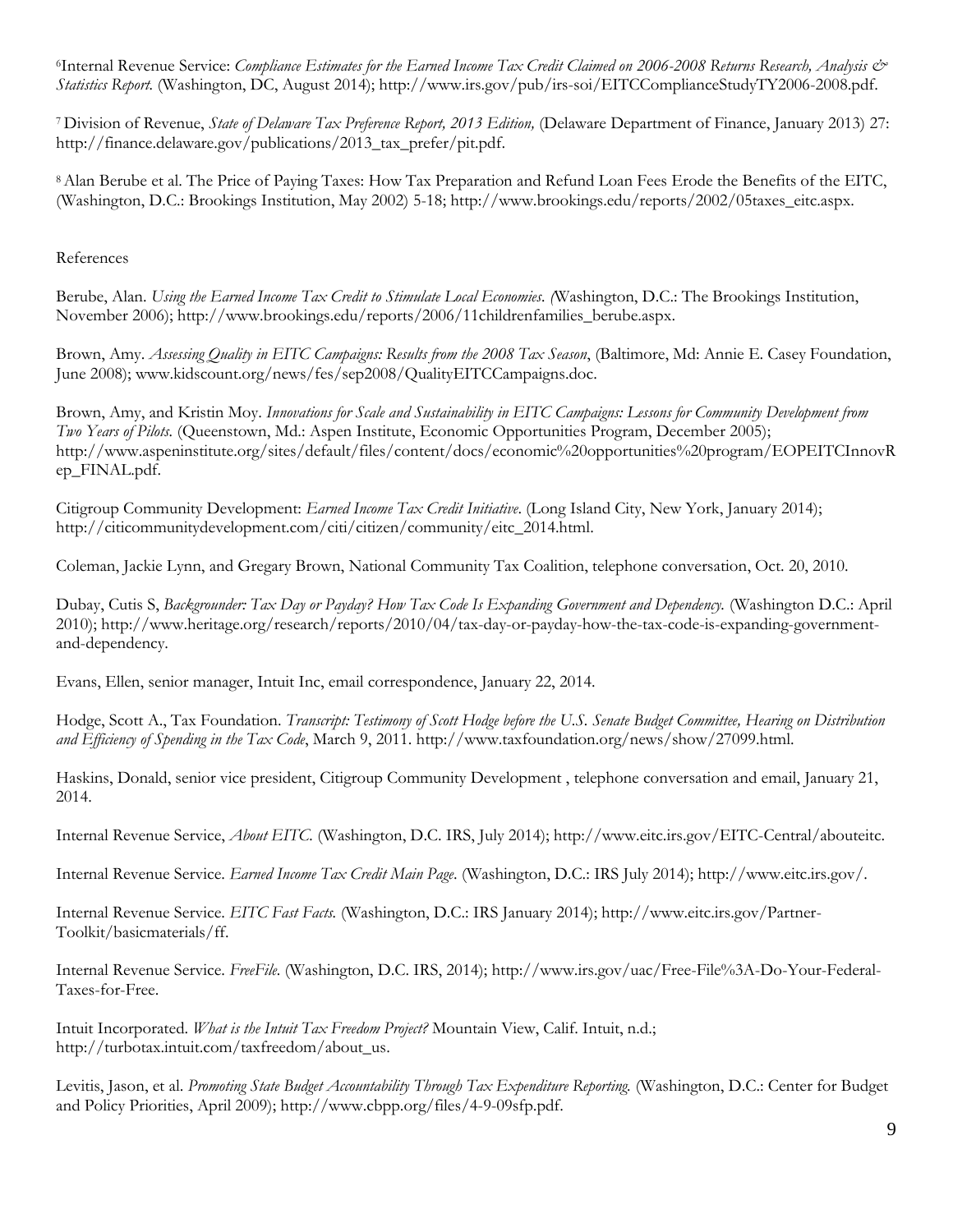[6]Internal Revenue Service: *Compliance Estimates for the Earned Income Tax Credit Claimed on 2006-2008 Returns Research, Analysis & Statistics Report.* (Washington, DC, August 2014); http://www.irs.gov/pub/irs-soi/EITCComplianceStudyTY2006-2008.pdf.

[7] Division of Revenue, *State of Delaware Tax Preference Report, 2013 Edition,* (Delaware Department of Finance, January 2013) 27: http://finance.delaware.gov/publications/2013_tax_prefer/pit.pdf.

[8] Alan Berube et al. The Price of Paying Taxes: How Tax Preparation and Refund Loan Fees Erode the Benefits of the EITC, (Washington, D.C.: Brookings Institution, May 2002) 5-18; http://www.brookings.edu/reports/2002/05taxes_eitc.aspx.

References

Berube, Alan. *Using the Earned Income Tax Credit to Stimulate Local Economies. (*Washington, D.C.: The Brookings Institution, November 2006); http://www.brookings.edu/reports/2006/11childrenfamilies_berube.aspx.

Brown, Amy. *Assessing Quality in EITC Campaigns: Results from the 2008 Tax Season*, (Baltimore, Md: Annie E. Casey Foundation, June 2008); www.kidscount.org/news/fes/sep2008/QualityEITCCampaigns.doc.

Brown, Amy, and Kristin Moy. *Innovations for Scale and Sustainability in EITC Campaigns: Lessons for Community Development from Two Years of Pilots.* (Queenstown, Md.: Aspen Institute, Economic Opportunities Program, December 2005); http://www.aspeninstitute.org/sites/default/files/content/docs/economic%20opportunities%20program/EOPEITCInnovRep_FINAL.pdf.

Citigroup Community Development: *Earned Income Tax Credit Initiative.* (Long Island City, New York, January 2014); http://citicommunitydevelopment.com/citi/citizen/community/eitc_2014.html.

Coleman, Jackie Lynn, and Gregary Brown, National Community Tax Coalition, telephone conversation, Oct. 20, 2010.

Dubay, Cutis S, *Backgrounder: Tax Day or Payday? How Tax Code Is Expanding Government and Dependency.* (Washington D.C.: April 2010); http://www.heritage.org/research/reports/2010/04/tax-day-or-payday-how-the-tax-code-is-expanding-government-and-dependency.

Evans, Ellen, senior manager, Intuit Inc, email correspondence, January 22, 2014.

Hodge, Scott A., Tax Foundation. *Transcript: Testimony of Scott Hodge before the U.S. Senate Budget Committee, Hearing on Distribution and Efficiency of Spending in the Tax Code*, March 9, 2011. http://www.taxfoundation.org/news/show/27099.html.

Haskins, Donald, senior vice president, Citigroup Community Development , telephone conversation and email, January 21, 2014.

Internal Revenue Service, *About EITC.* (Washington, D.C. IRS, July 2014); http://www.eitc.irs.gov/EITC-Central/abouteitc.

Internal Revenue Service. *Earned Income Tax Credit Main Page*. (Washington, D.C.: IRS July 2014); http://www.eitc.irs.gov/.

Internal Revenue Service. *EITC Fast Facts.* (Washington, D.C.: IRS January 2014); http://www.eitc.irs.gov/Partner-Toolkit/basicmaterials/ff.

Internal Revenue Service. *FreeFile.* (Washington, D.C. IRS, 2014); http://www.irs.gov/uac/Free-File%3A-Do-Your-Federal-Taxes-for-Free.

Intuit Incorporated. *What is the Intuit Tax Freedom Project?* Mountain View, Calif. Intuit, n.d.; http://turbotax.intuit.com/taxfreedom/about_us.

Levitis, Jason, et al. *Promoting State Budget Accountability Through Tax Expenditure Reporting.* (Washington, D.C.: Center for Budget and Policy Priorities, April 2009); http://www.cbpp.org/files/4-9-09sfp.pdf.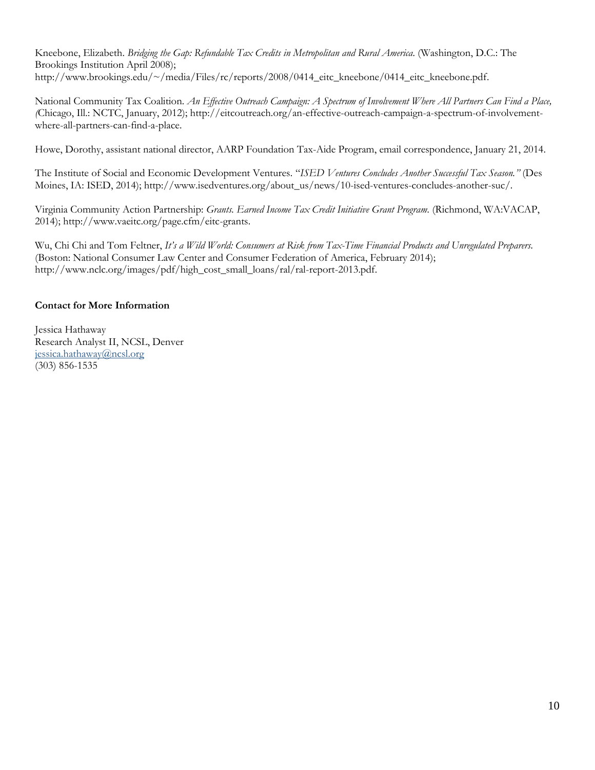Kneebone, Elizabeth. *Bridging the Gap: Refundable Tax Credits in Metropolitan and Rural America*. (Washington, D.C.: The Brookings Institution April 2008); http://www.brookings.edu/~/media/Files/rc/reports/2008/0414_eitc_kneebone/0414_eitc_kneebone.pdf.

National Community Tax Coalition. *An Effective Outreach Campaign: A Spectrum of Involvement Where All Partners Can Find a Place, (*Chicago, Ill.: NCTC, January, 2012); http://eitcoutreach.org/an-effective-outreach-campaign-a-spectrum-of-involvement-where-all-partners-can-find-a-place.

Howe, Dorothy, assistant national director, AARP Foundation Tax-Aide Program, email correspondence, January 21, 2014.

The Institute of Social and Economic Development Ventures. "*ISED Ventures Concludes Another Successful Tax Season."* (Des Moines, IA: ISED, 2014); http://www.isedventures.org/about_us/news/10-ised-ventures-concludes-another-suc/.

Virginia Community Action Partnership: *Grants. Earned Income Tax Credit Initiative Grant Program.* (Richmond, WA:VACAP, 2014); http://www.vaeitc.org/page.cfm/eitc-grants.

Wu, Chi Chi and Tom Feltner, *It's a Wild World: Consumers at Risk from Tax-Time Financial Products and Unregulated Preparers.* (Boston: National Consumer Law Center and Consumer Federation of America, February 2014); http://www.nclc.org/images/pdf/high_cost_small_loans/ral/ral-report-2013.pdf.

**Contact for More Information**

Jessica Hathaway
Research Analyst II, NCSL, Denver
jessica.hathaway@ncsl.org
(303) 856-1535